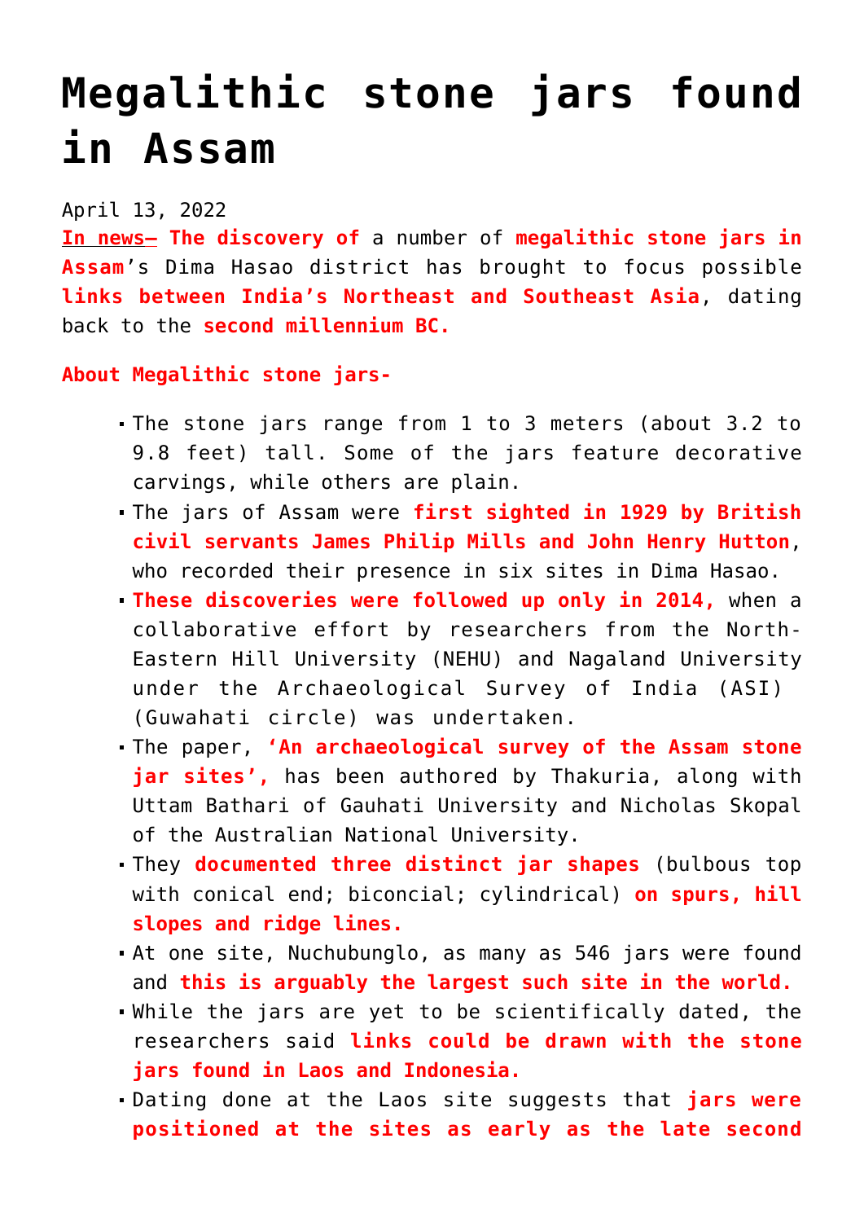# Megalithic stone jars found in Assam

April 13, 2022

**In news–** **The discovery of** a number of **megalithic stone jars in Assam**'s Dima Hasao district has brought to focus possible **links between India's Northeast and Southeast Asia**, dating back to the **second millennium BC.**

**About Megalithic stone jars-**

- The stone jars range from 1 to 3 meters (about 3.2 to 9.8 feet) tall. Some of the jars feature decorative carvings, while others are plain.
- The jars of Assam were **first sighted in 1929 by British civil servants James Philip Mills and John Henry Hutton**, who recorded their presence in six sites in Dima Hasao.
- **These discoveries were followed up only in 2014,** when a collaborative effort by researchers from the North-Eastern Hill University (NEHU) and Nagaland University under the Archaeological Survey of India (ASI) (Guwahati circle) was undertaken.
- The paper, **'An archaeological survey of the Assam stone jar sites',** has been authored by Thakuria, along with Uttam Bathari of Gauhati University and Nicholas Skopal of the Australian National University.
- They **documented three distinct jar shapes** (bulbous top with conical end; biconcial; cylindrical) **on spurs, hill slopes and ridge lines.**
- At one site, Nuchubunglo, as many as 546 jars were found and **this is arguably the largest such site in the world.**
- While the jars are yet to be scientifically dated, the researchers said **links could be drawn with the stone jars found in Laos and Indonesia.**
- Dating done at the Laos site suggests that **jars were positioned at the sites as early as the late second**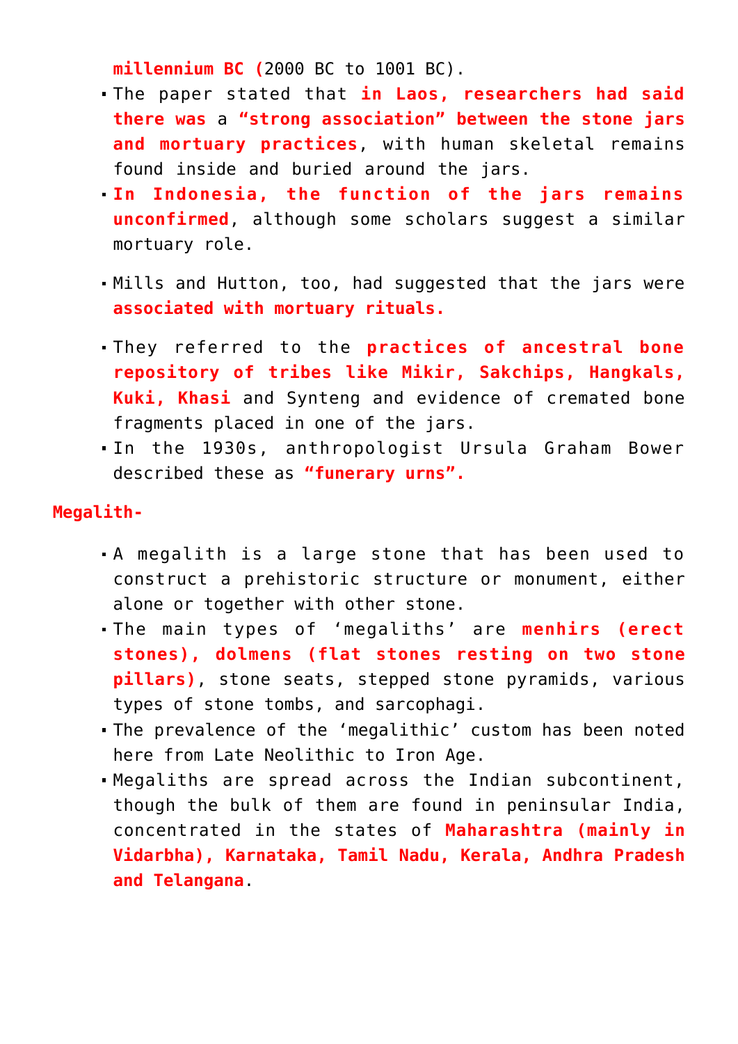**millennium BC (**2000 BC to 1001 BC).

- The paper stated that **in Laos, researchers had said there was** a **"strong association" between the stone jars and mortuary practices**, with human skeletal remains found inside and buried around the jars.
- **In Indonesia, the function of the jars remains unconfirmed**, although some scholars suggest a similar mortuary role.
- Mills and Hutton, too, had suggested that the jars were **associated with mortuary rituals.**
- They referred to the **practices of ancestral bone repository of tribes like Mikir, Sakchips, Hangkals, Kuki, Khasi** and Synteng and evidence of cremated bone fragments placed in one of the jars.
- In the 1930s, anthropologist Ursula Graham Bower described these as **"funerary urns".**

**Megalith-**

- A megalith is a large stone that has been used to construct a prehistoric structure or monument, either alone or together with other stone.
- The main types of 'megaliths' are **menhirs (erect stones), dolmens (flat stones resting on two stone pillars)**, stone seats, stepped stone pyramids, various types of stone tombs, and sarcophagi.
- The prevalence of the 'megalithic' custom has been noted here from Late Neolithic to Iron Age.
- Megaliths are spread across the Indian subcontinent, though the bulk of them are found in peninsular India, concentrated in the states of **Maharashtra (mainly in Vidarbha), Karnataka, Tamil Nadu, Kerala, Andhra Pradesh and Telangana**.